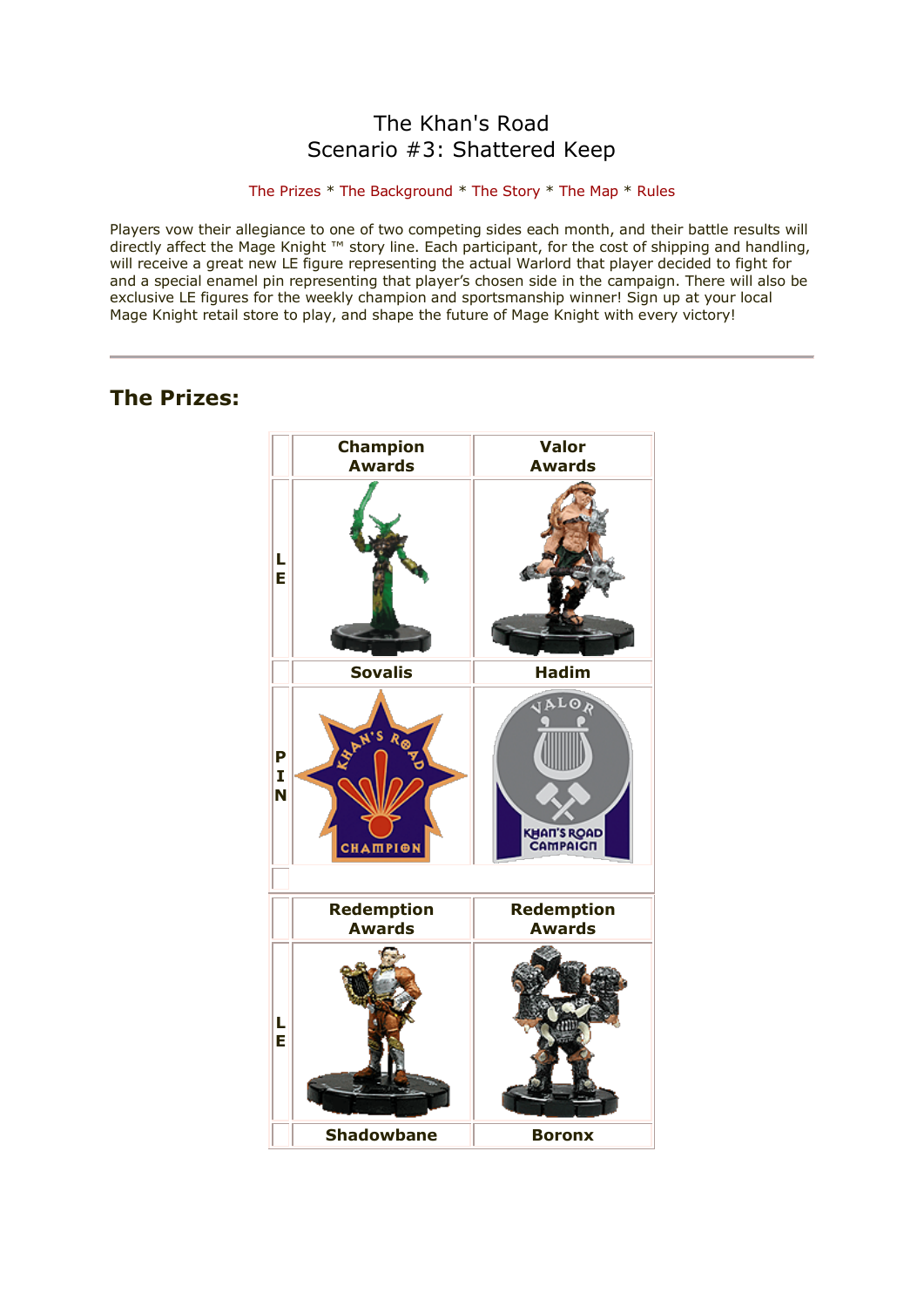# The Khan's Road
## Scenario #3: Shattered Keep

The Prizes * The Background * The Story * The Map * Rules

Players vow their allegiance to one of two competing sides each month, and their battle results will directly affect the Mage Knight ™ story line. Each participant, for the cost of shipping and handling, will receive a great new LE figure representing the actual Warlord that player decided to fight for and a special enamel pin representing that player's chosen side in the campaign. There will also be exclusive LE figures for the weekly champion and sportsmanship winner! Sign up at your local Mage Knight retail store to play, and shape the future of Mage Knight with every victory!

---

## The Prizes:

| | Champion Awards | Valor Awards |
|---|---|---|
| LE | | |
| | Sovalis | Hadim |
| PIN | | |

| | Redemption Awards | Redemption Awards |
|---|---|---|
| LE | | |
| | Shadowbane | Boronx |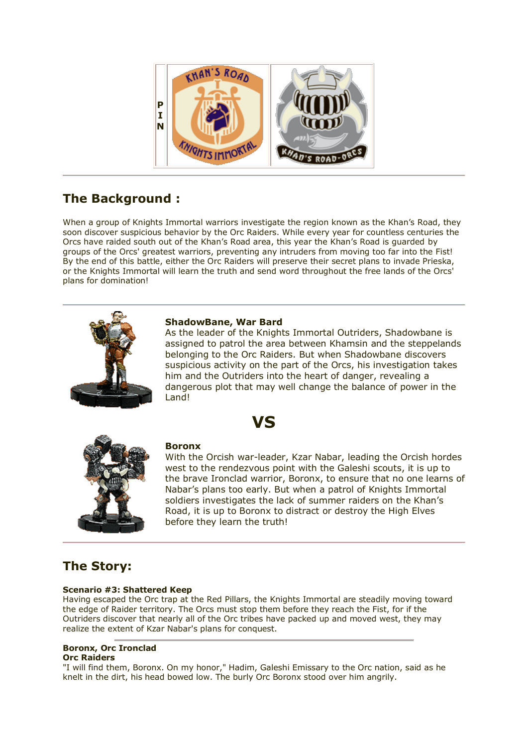P
I
N

## The Background :

When a group of Knights Immortal warriors investigate the region known as the Khan's Road, they soon discover suspicious behavior by the Orc Raiders. While every year for countless centuries the Orcs have raided south out of the Khan's Road area, this year the Khan's Road is guarded by groups of the Orcs' greatest warriors, preventing any intruders from moving too far into the Fist! By the end of this battle, either the Orc Raiders will preserve their secret plans to invade Prieska, or the Knights Immortal will learn the truth and send word throughout the free lands of the Orcs' plans for domination!

**ShadowBane, War Bard**
As the leader of the Knights Immortal Outriders, Shadowbane is assigned to patrol the area between Khamsin and the steppelands belonging to the Orc Raiders. But when Shadowbane discovers suspicious activity on the part of the Orcs, his investigation takes him and the Outriders into the heart of danger, revealing a dangerous plot that may well change the balance of power in the Land!

# VS

**Boronx**
With the Orcish war-leader, Kzar Nabar, leading the Orcish hordes west to the rendezvous point with the Galeshi scouts, it is up to the brave Ironclad warrior, Boronx, to ensure that no one learns of Nabar's plans too early. But when a patrol of Knights Immortal soldiers investigates the lack of summer raiders on the Khan's Road, it is up to Boronx to distract or destroy the High Elves before they learn the truth!

## The Story:

**Scenario #3: Shattered Keep**
Having escaped the Orc trap at the Red Pillars, the Knights Immortal are steadily moving toward the edge of Raider territory. The Orcs must stop them before they reach the Fist, for if the Outriders discover that nearly all of the Orc tribes have packed up and moved west, they may realize the extent of Kzar Nabar's plans for conquest.

**Boronx, Orc Ironclad**
**Orc Raiders**
"I will find them, Boronx. On my honor," Hadim, Galeshi Emissary to the Orc nation, said as he knelt in the dirt, his head bowed low. The burly Orc Boronx stood over him angrily.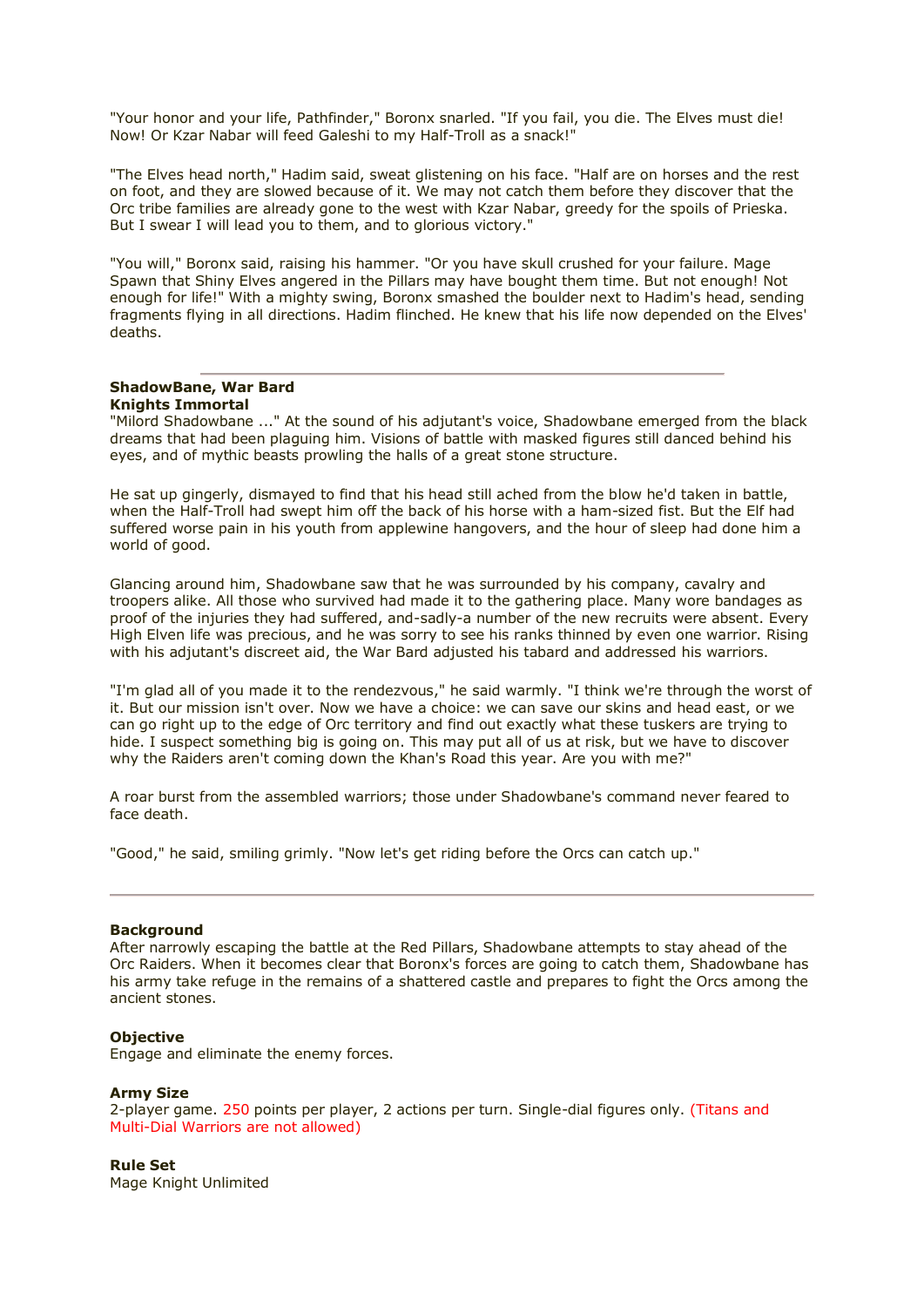"Your honor and your life, Pathfinder," Boronx snarled. "If you fail, you die. The Elves must die! Now! Or Kzar Nabar will feed Galeshi to my Half-Troll as a snack!"

"The Elves head north," Hadim said, sweat glistening on his face. "Half are on horses and the rest on foot, and they are slowed because of it. We may not catch them before they discover that the Orc tribe families are already gone to the west with Kzar Nabar, greedy for the spoils of Prieska. But I swear I will lead you to them, and to glorious victory."

"You will," Boronx said, raising his hammer. "Or you have skull crushed for your failure. Mage Spawn that Shiny Elves angered in the Pillars may have bought them time. But not enough! Not enough for life!" With a mighty swing, Boronx smashed the boulder next to Hadim's head, sending fragments flying in all directions. Hadim flinched. He knew that his life now depended on the Elves' deaths.

---

**ShadowBane, War Bard**
**Knights Immortal**
"Milord Shadowbane ..." At the sound of his adjutant's voice, Shadowbane emerged from the black dreams that had been plaguing him. Visions of battle with masked figures still danced behind his eyes, and of mythic beasts prowling the halls of a great stone structure.

He sat up gingerly, dismayed to find that his head still ached from the blow he'd taken in battle, when the Half-Troll had swept him off the back of his horse with a ham-sized fist. But the Elf had suffered worse pain in his youth from applewine hangovers, and the hour of sleep had done him a world of good.

Glancing around him, Shadowbane saw that he was surrounded by his company, cavalry and troopers alike. All those who survived had made it to the gathering place. Many wore bandages as proof of the injuries they had suffered, and-sadly-a number of the new recruits were absent. Every High Elven life was precious, and he was sorry to see his ranks thinned by even one warrior. Rising with his adjutant's discreet aid, the War Bard adjusted his tabard and addressed his warriors.

"I'm glad all of you made it to the rendezvous," he said warmly. "I think we're through the worst of it. But our mission isn't over. Now we have a choice: we can save our skins and head east, or we can go right up to the edge of Orc territory and find out exactly what these tuskers are trying to hide. I suspect something big is going on. This may put all of us at risk, but we have to discover why the Raiders aren't coming down the Khan's Road this year. Are you with me?"

A roar burst from the assembled warriors; those under Shadowbane's command never feared to face death.

"Good," he said, smiling grimly. "Now let's get riding before the Orcs can catch up."

---

**Background**
After narrowly escaping the battle at the Red Pillars, Shadowbane attempts to stay ahead of the Orc Raiders. When it becomes clear that Boronx's forces are going to catch them, Shadowbane has his army take refuge in the remains of a shattered castle and prepares to fight the Orcs among the ancient stones.

**Objective**
Engage and eliminate the enemy forces.

**Army Size**
2-player game. 250 points per player, 2 actions per turn. Single-dial figures only. (Titans and Multi-Dial Warriors are not allowed)

**Rule Set**
Mage Knight Unlimited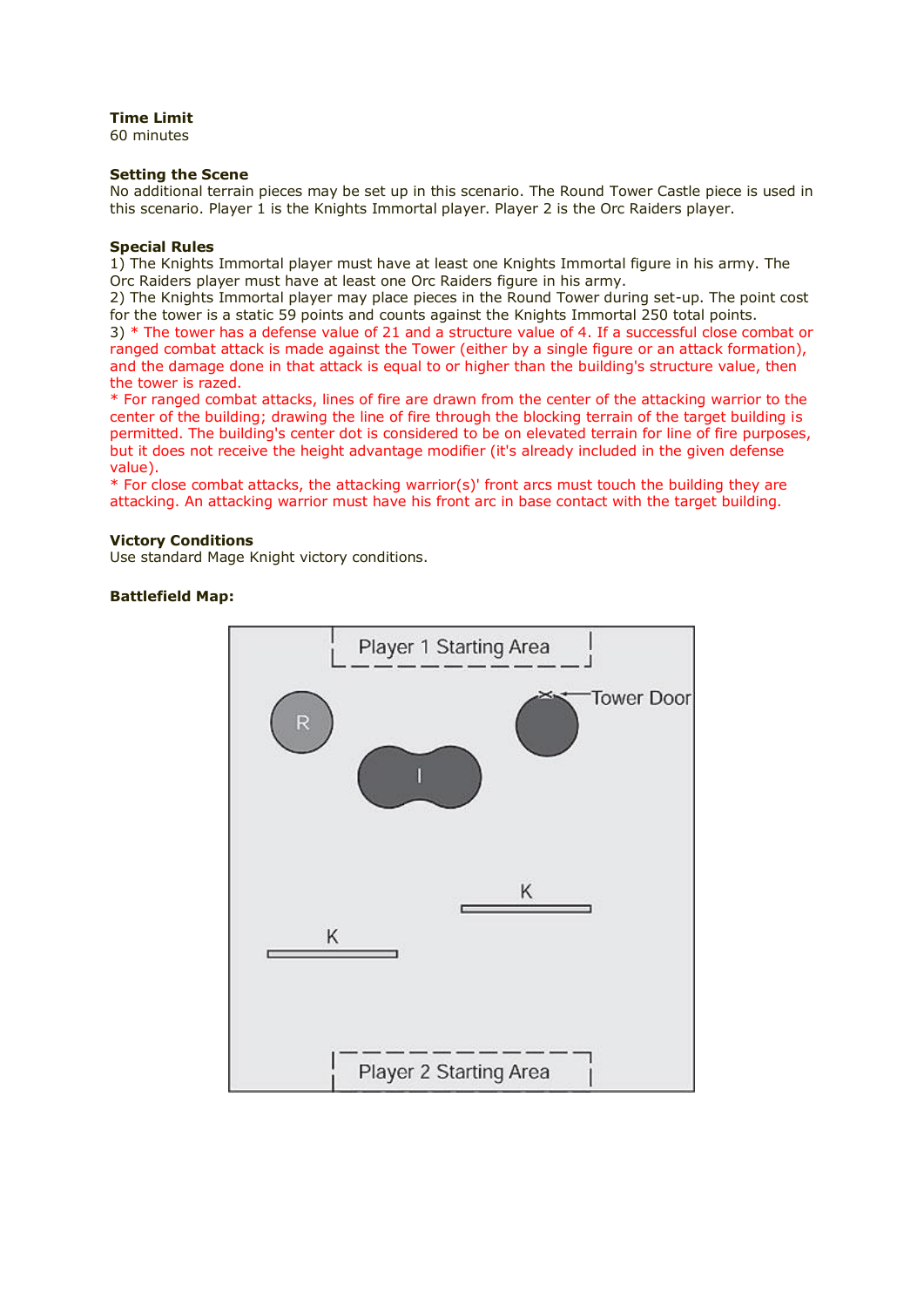**Time Limit**
60 minutes

**Setting the Scene**
No additional terrain pieces may be set up in this scenario. The Round Tower Castle piece is used in this scenario. Player 1 is the Knights Immortal player. Player 2 is the Orc Raiders player.

**Special Rules**
1) The Knights Immortal player must have at least one Knights Immortal figure in his army. The Orc Raiders player must have at least one Orc Raiders figure in his army.
2) The Knights Immortal player may place pieces in the Round Tower during set-up. The point cost for the tower is a static 59 points and counts against the Knights Immortal 250 total points.
3) * The tower has a defense value of 21 and a structure value of 4. If a successful close combat or ranged combat attack is made against the Tower (either by a single figure or an attack formation), and the damage done in that attack is equal to or higher than the building's structure value, then the tower is razed.
* For ranged combat attacks, lines of fire are drawn from the center of the attacking warrior to the center of the building; drawing the line of fire through the blocking terrain of the target building is permitted. The building's center dot is considered to be on elevated terrain for line of fire purposes, but it does not receive the height advantage modifier (it's already included in the given defense value).
* For close combat attacks, the attacking warrior(s)' front arcs must touch the building they are attacking. An attacking warrior must have his front arc in base contact with the target building.

**Victory Conditions**
Use standard Mage Knight victory conditions.

**Battlefield Map:**

Player 1 Starting Area

R

Tower Door

I

K

K

Player 2 Starting Area